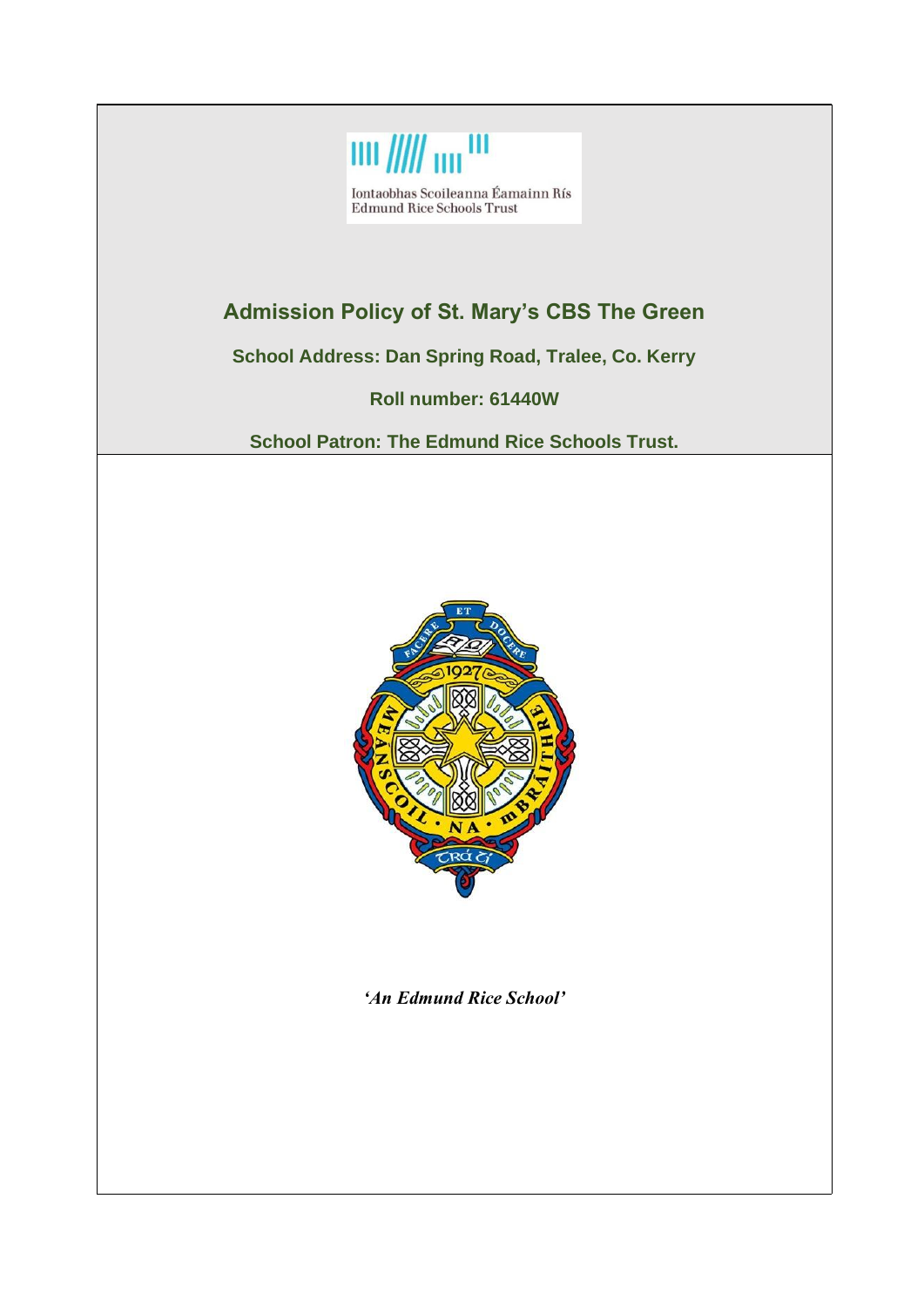Iontaobhas Scoileanna Éamainn Rís
Edmund Rice Schools Trust

# Admission Policy of St. Mary's CBS The Green

**School Address: Dan Spring Road, Tralee, Co. Kerry**

**Roll number: 61440W**

**School Patron: The Edmund Rice Schools Trust.**

***'An Edmund Rice School'***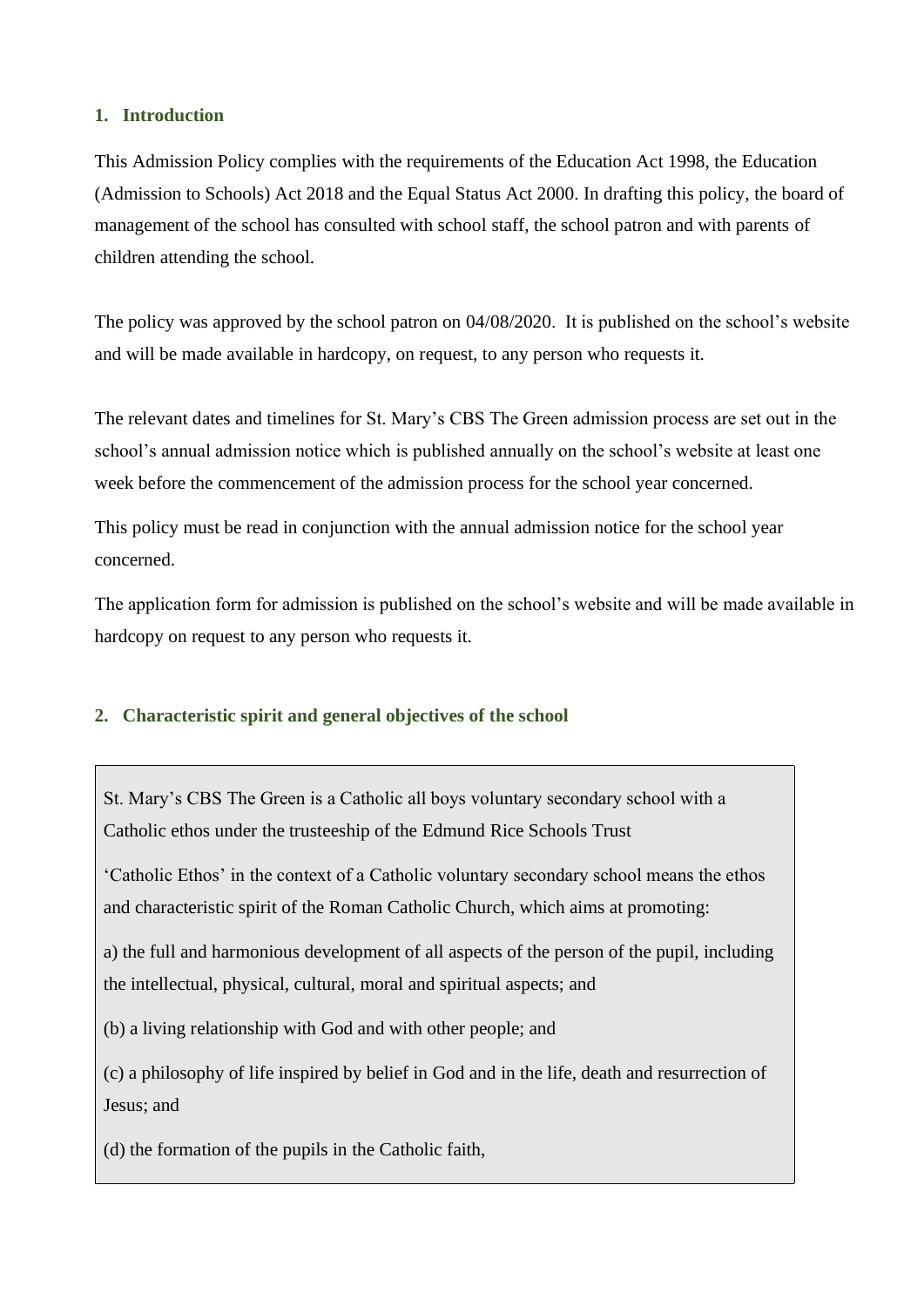## 1. Introduction

This Admission Policy complies with the requirements of the Education Act 1998, the Education (Admission to Schools) Act 2018 and the Equal Status Act 2000. In drafting this policy, the board of management of the school has consulted with school staff, the school patron and with parents of children attending the school.

The policy was approved by the school patron on 04/08/2020. It is published on the school's website and will be made available in hardcopy, on request, to any person who requests it.

The relevant dates and timelines for St. Mary's CBS The Green admission process are set out in the school's annual admission notice which is published annually on the school's website at least one week before the commencement of the admission process for the school year concerned.

This policy must be read in conjunction with the annual admission notice for the school year concerned.

The application form for admission is published on the school's website and will be made available in hardcopy on request to any person who requests it.

## 2. Characteristic spirit and general objectives of the school

St. Mary's CBS The Green is a Catholic all boys voluntary secondary school with a Catholic ethos under the trusteeship of the Edmund Rice Schools Trust

'Catholic Ethos' in the context of a Catholic voluntary secondary school means the ethos and characteristic spirit of the Roman Catholic Church, which aims at promoting:

a) the full and harmonious development of all aspects of the person of the pupil, including the intellectual, physical, cultural, moral and spiritual aspects; and

(b) a living relationship with God and with other people; and

(c) a philosophy of life inspired by belief in God and in the life, death and resurrection of Jesus; and

(d) the formation of the pupils in the Catholic faith,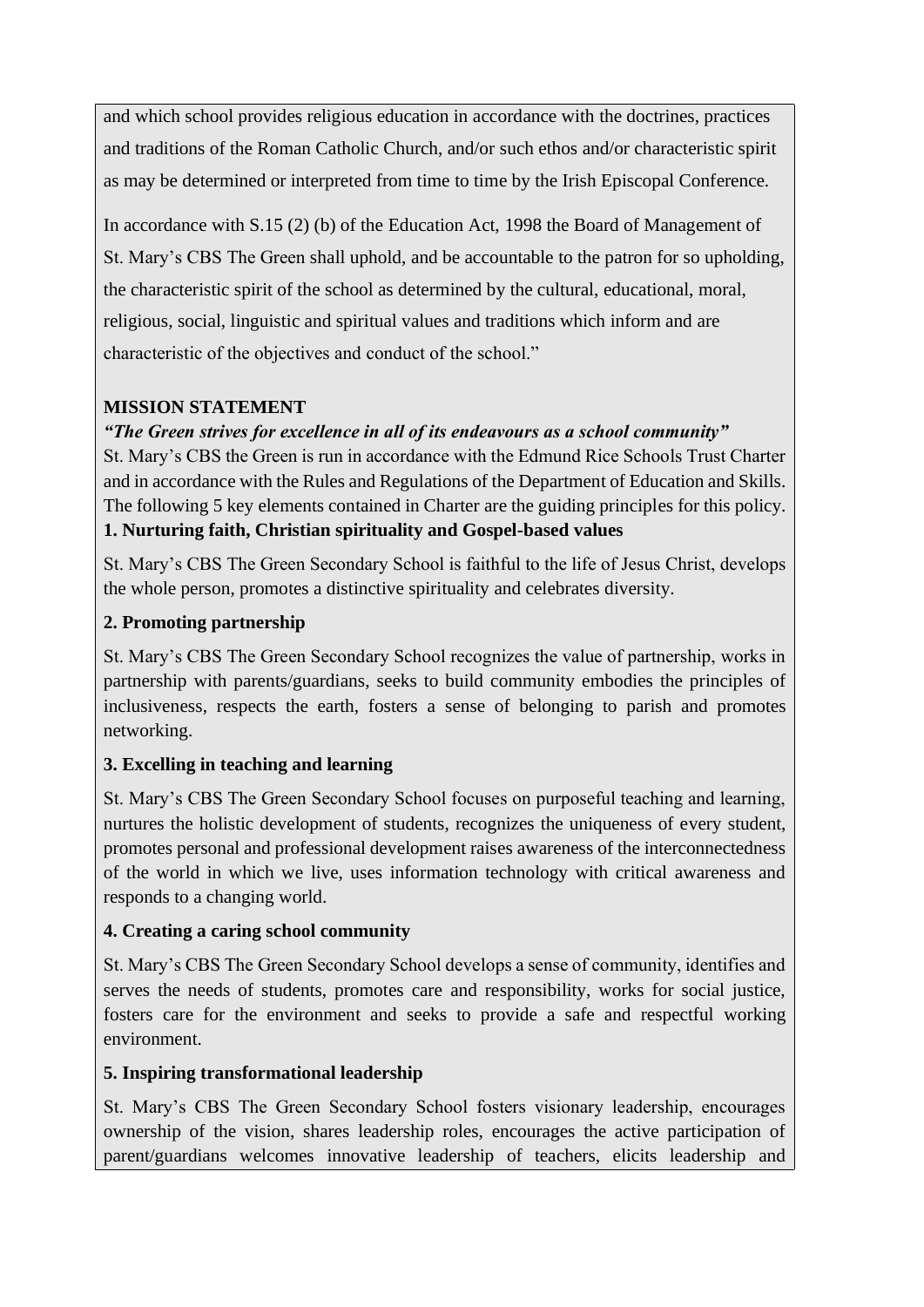and which school provides religious education in accordance with the doctrines, practices and traditions of the Roman Catholic Church, and/or such ethos and/or characteristic spirit as may be determined or interpreted from time to time by the Irish Episcopal Conference.

In accordance with S.15 (2) (b) of the Education Act, 1998 the Board of Management of St. Mary's CBS The Green shall uphold, and be accountable to the patron for so upholding, the characteristic spirit of the school as determined by the cultural, educational, moral, religious, social, linguistic and spiritual values and traditions which inform and are characteristic of the objectives and conduct of the school."

**MISSION STATEMENT**

***"The Green strives for excellence in all of its endeavours as a school community"***

St. Mary's CBS the Green is run in accordance with the Edmund Rice Schools Trust Charter and in accordance with the Rules and Regulations of the Department of Education and Skills. The following 5 key elements contained in Charter are the guiding principles for this policy.

**1. Nurturing faith, Christian spirituality and Gospel-based values**

St. Mary's CBS The Green Secondary School is faithful to the life of Jesus Christ, develops the whole person, promotes a distinctive spirituality and celebrates diversity.

**2. Promoting partnership**

St. Mary's CBS The Green Secondary School recognizes the value of partnership, works in partnership with parents/guardians, seeks to build community embodies the principles of inclusiveness, respects the earth, fosters a sense of belonging to parish and promotes networking.

**3. Excelling in teaching and learning**

St. Mary's CBS The Green Secondary School focuses on purposeful teaching and learning, nurtures the holistic development of students, recognizes the uniqueness of every student, promotes personal and professional development raises awareness of the interconnectedness of the world in which we live, uses information technology with critical awareness and responds to a changing world.

**4. Creating a caring school community**

St. Mary's CBS The Green Secondary School develops a sense of community, identifies and serves the needs of students, promotes care and responsibility, works for social justice, fosters care for the environment and seeks to provide a safe and respectful working environment.

**5. Inspiring transformational leadership**

St. Mary's CBS The Green Secondary School fosters visionary leadership, encourages ownership of the vision, shares leadership roles, encourages the active participation of parent/guardians welcomes innovative leadership of teachers, elicits leadership and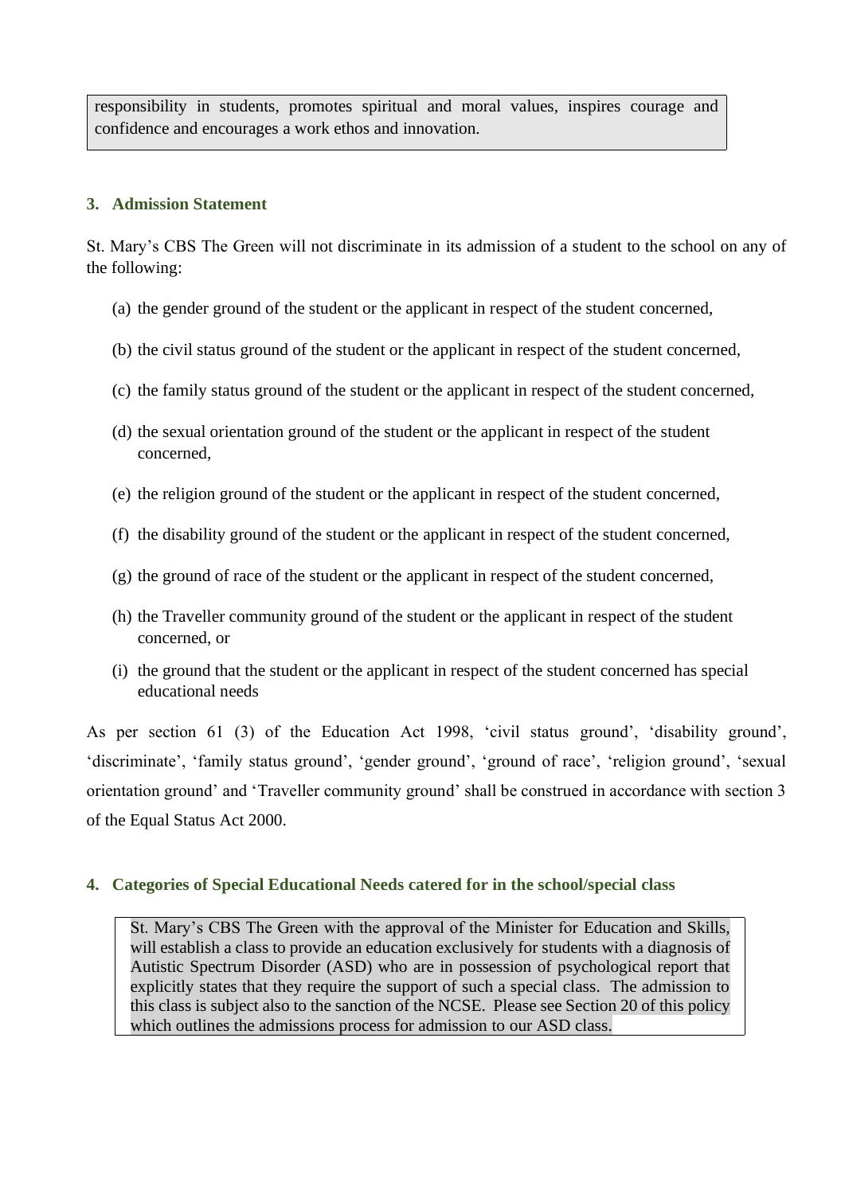responsibility in students, promotes spiritual and moral values, inspires courage and confidence and encourages a work ethos and innovation.

## 3. Admission Statement

St. Mary's CBS The Green will not discriminate in its admission of a student to the school on any of the following:

(a) the gender ground of the student or the applicant in respect of the student concerned,

(b) the civil status ground of the student or the applicant in respect of the student concerned,

(c) the family status ground of the student or the applicant in respect of the student concerned,

(d) the sexual orientation ground of the student or the applicant in respect of the student concerned,

(e) the religion ground of the student or the applicant in respect of the student concerned,

(f) the disability ground of the student or the applicant in respect of the student concerned,

(g) the ground of race of the student or the applicant in respect of the student concerned,

(h) the Traveller community ground of the student or the applicant in respect of the student concerned, or

(i) the ground that the student or the applicant in respect of the student concerned has special educational needs

As per section 61 (3) of the Education Act 1998, 'civil status ground', 'disability ground', 'discriminate', 'family status ground', 'gender ground', 'ground of race', 'religion ground', 'sexual orientation ground' and 'Traveller community ground' shall be construed in accordance with section 3 of the Equal Status Act 2000.

## 4. Categories of Special Educational Needs catered for in the school/special class

St. Mary's CBS The Green with the approval of the Minister for Education and Skills, will establish a class to provide an education exclusively for students with a diagnosis of Autistic Spectrum Disorder (ASD) who are in possession of psychological report that explicitly states that they require the support of such a special class. The admission to this class is subject also to the sanction of the NCSE. Please see Section 20 of this policy which outlines the admissions process for admission to our ASD class.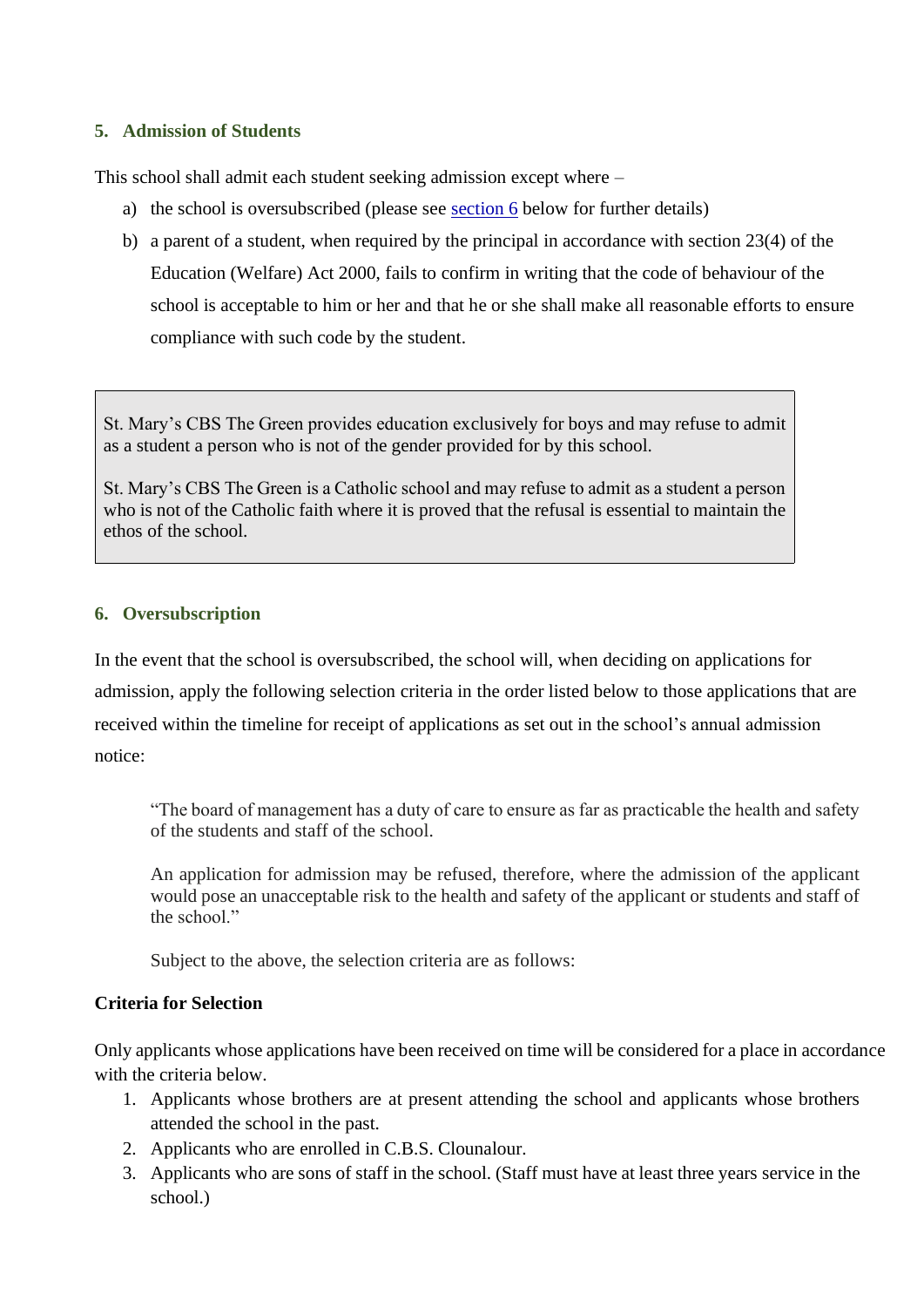## 5. Admission of Students

This school shall admit each student seeking admission except where –

a) the school is oversubscribed (please see section 6 below for further details)

b) a parent of a student, when required by the principal in accordance with section 23(4) of the Education (Welfare) Act 2000, fails to confirm in writing that the code of behaviour of the school is acceptable to him or her and that he or she shall make all reasonable efforts to ensure compliance with such code by the student.

> St. Mary's CBS The Green provides education exclusively for boys and may refuse to admit as a student a person who is not of the gender provided for by this school.
>
> St. Mary's CBS The Green is a Catholic school and may refuse to admit as a student a person who is not of the Catholic faith where it is proved that the refusal is essential to maintain the ethos of the school.

## 6. Oversubscription

In the event that the school is oversubscribed, the school will, when deciding on applications for admission, apply the following selection criteria in the order listed below to those applications that are received within the timeline for receipt of applications as set out in the school's annual admission notice:

> "The board of management has a duty of care to ensure as far as practicable the health and safety of the students and staff of the school.
>
> An application for admission may be refused, therefore, where the admission of the applicant would pose an unacceptable risk to the health and safety of the applicant or students and staff of the school."
>
> Subject to the above, the selection criteria are as follows:

**Criteria for Selection**

Only applicants whose applications have been received on time will be considered for a place in accordance with the criteria below.

1. Applicants whose brothers are at present attending the school and applicants whose brothers attended the school in the past.
2. Applicants who are enrolled in C.B.S. Clounalour.
3. Applicants who are sons of staff in the school. (Staff must have at least three years service in the school.)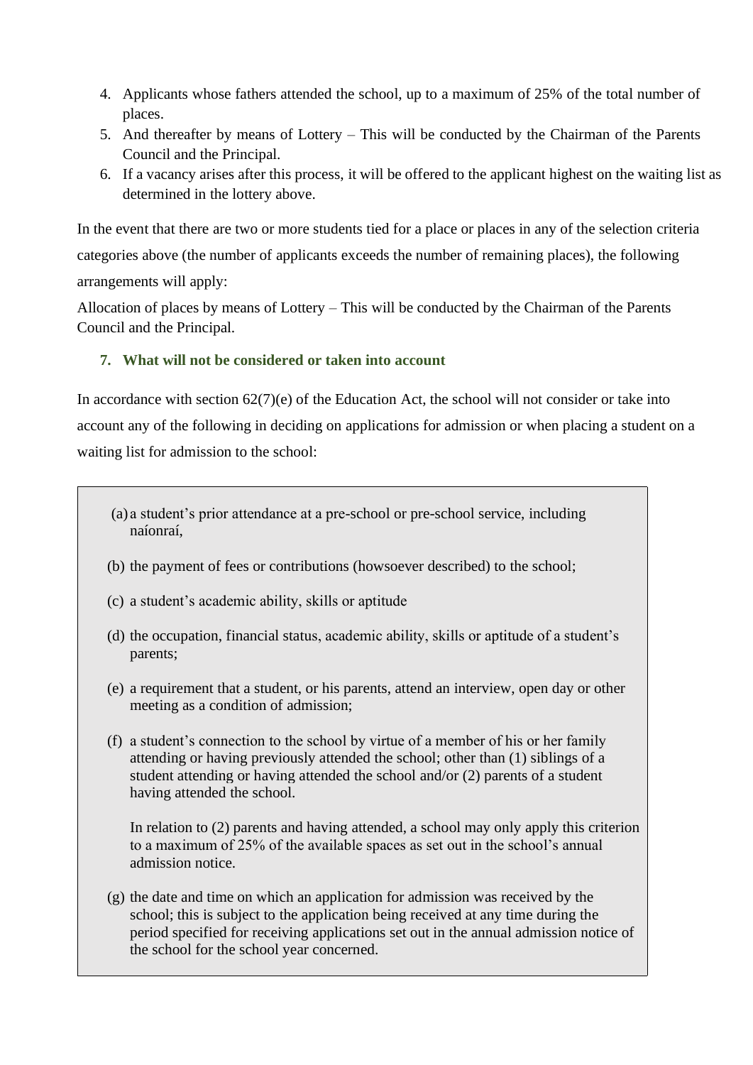4. Applicants whose fathers attended the school, up to a maximum of 25% of the total number of places.
5. And thereafter by means of Lottery – This will be conducted by the Chairman of the Parents Council and the Principal.
6. If a vacancy arises after this process, it will be offered to the applicant highest on the waiting list as determined in the lottery above.

In the event that there are two or more students tied for a place or places in any of the selection criteria categories above (the number of applicants exceeds the number of remaining places), the following arrangements will apply:

Allocation of places by means of Lottery – This will be conducted by the Chairman of the Parents Council and the Principal.

### 7. What will not be considered or taken into account

In accordance with section 62(7)(e) of the Education Act, the school will not consider or take into account any of the following in deciding on applications for admission or when placing a student on a waiting list for admission to the school:

(a) a student's prior attendance at a pre-school or pre-school service, including naíonraí,

(b) the payment of fees or contributions (howsoever described) to the school;

(c) a student's academic ability, skills or aptitude

(d) the occupation, financial status, academic ability, skills or aptitude of a student's parents;

(e) a requirement that a student, or his parents, attend an interview, open day or other meeting as a condition of admission;

(f) a student's connection to the school by virtue of a member of his or her family attending or having previously attended the school; other than (1) siblings of a student attending or having attended the school and/or (2) parents of a student having attended the school.

In relation to (2) parents and having attended, a school may only apply this criterion to a maximum of 25% of the available spaces as set out in the school's annual admission notice.

(g) the date and time on which an application for admission was received by the school; this is subject to the application being received at any time during the period specified for receiving applications set out in the annual admission notice of the school for the school year concerned.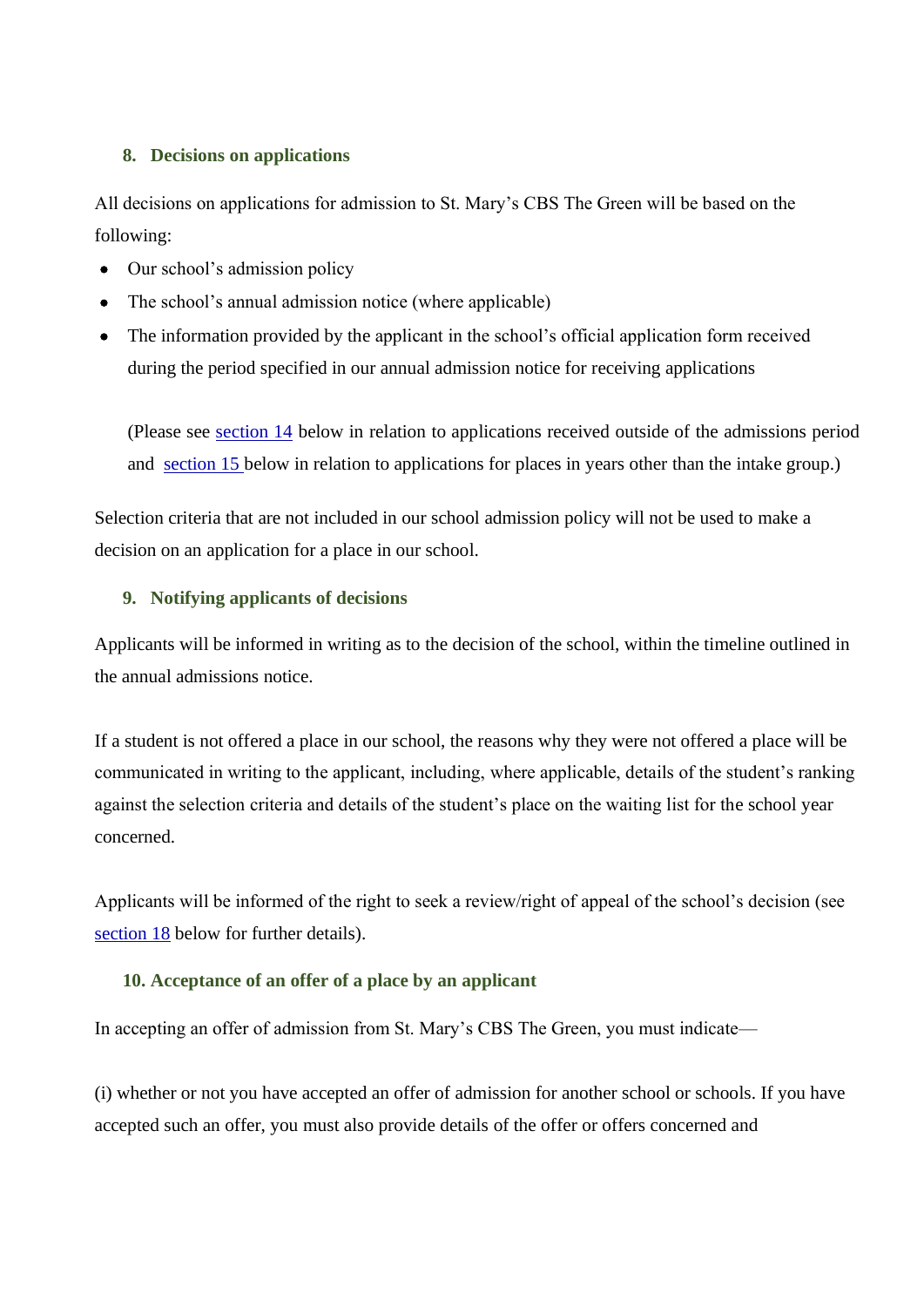## 8. Decisions on applications

All decisions on applications for admission to St. Mary's CBS The Green will be based on the following:

- Our school's admission policy
- The school's annual admission notice (where applicable)
- The information provided by the applicant in the school's official application form received during the period specified in our annual admission notice for receiving applications

  (Please see section 14 below in relation to applications received outside of the admissions period and section 15 below in relation to applications for places in years other than the intake group.)

Selection criteria that are not included in our school admission policy will not be used to make a decision on an application for a place in our school.

## 9. Notifying applicants of decisions

Applicants will be informed in writing as to the decision of the school, within the timeline outlined in the annual admissions notice.

If a student is not offered a place in our school, the reasons why they were not offered a place will be communicated in writing to the applicant, including, where applicable, details of the student's ranking against the selection criteria and details of the student's place on the waiting list for the school year concerned.

Applicants will be informed of the right to seek a review/right of appeal of the school's decision (see section 18 below for further details).

## 10. Acceptance of an offer of a place by an applicant

In accepting an offer of admission from St. Mary's CBS The Green, you must indicate—

(i) whether or not you have accepted an offer of admission for another school or schools. If you have accepted such an offer, you must also provide details of the offer or offers concerned and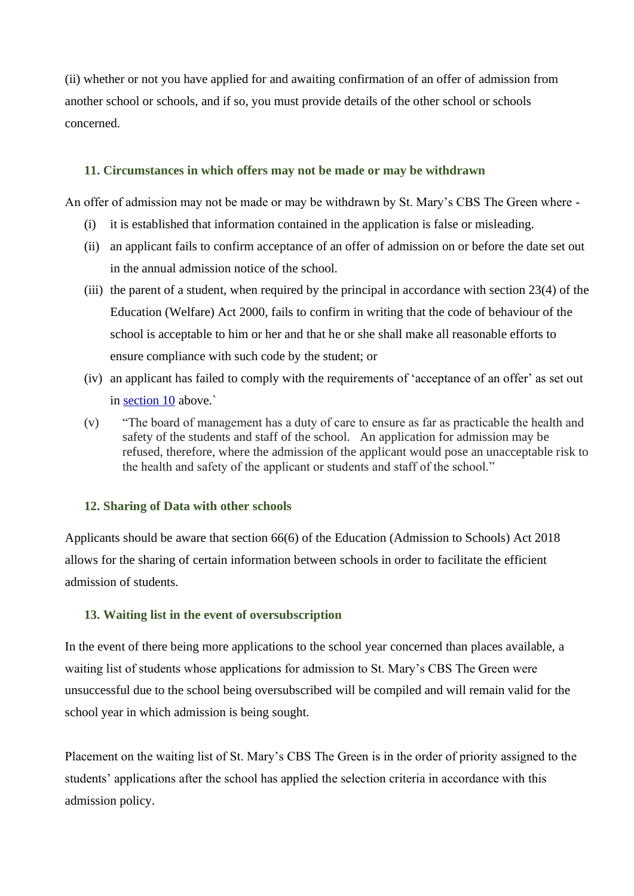(ii) whether or not you have applied for and awaiting confirmation of an offer of admission from another school or schools, and if so, you must provide details of the other school or schools concerned.

### 11. Circumstances in which offers may not be made or may be withdrawn

An offer of admission may not be made or may be withdrawn by St. Mary's CBS The Green where -

(i) it is established that information contained in the application is false or misleading.

(ii) an applicant fails to confirm acceptance of an offer of admission on or before the date set out in the annual admission notice of the school.

(iii) the parent of a student, when required by the principal in accordance with section 23(4) of the Education (Welfare) Act 2000, fails to confirm in writing that the code of behaviour of the school is acceptable to him or her and that he or she shall make all reasonable efforts to ensure compliance with such code by the student; or

(iv) an applicant has failed to comply with the requirements of 'acceptance of an offer' as set out in [section 10](#) above.`

(v) "The board of management has a duty of care to ensure as far as practicable the health and safety of the students and staff of the school. An application for admission may be refused, therefore, where the admission of the applicant would pose an unacceptable risk to the health and safety of the applicant or students and staff of the school."

### 12. Sharing of Data with other schools

Applicants should be aware that section 66(6) of the Education (Admission to Schools) Act 2018 allows for the sharing of certain information between schools in order to facilitate the efficient admission of students.

### 13. Waiting list in the event of oversubscription

In the event of there being more applications to the school year concerned than places available, a waiting list of students whose applications for admission to St. Mary's CBS The Green were unsuccessful due to the school being oversubscribed will be compiled and will remain valid for the school year in which admission is being sought.

Placement on the waiting list of St. Mary's CBS The Green is in the order of priority assigned to the students' applications after the school has applied the selection criteria in accordance with this admission policy.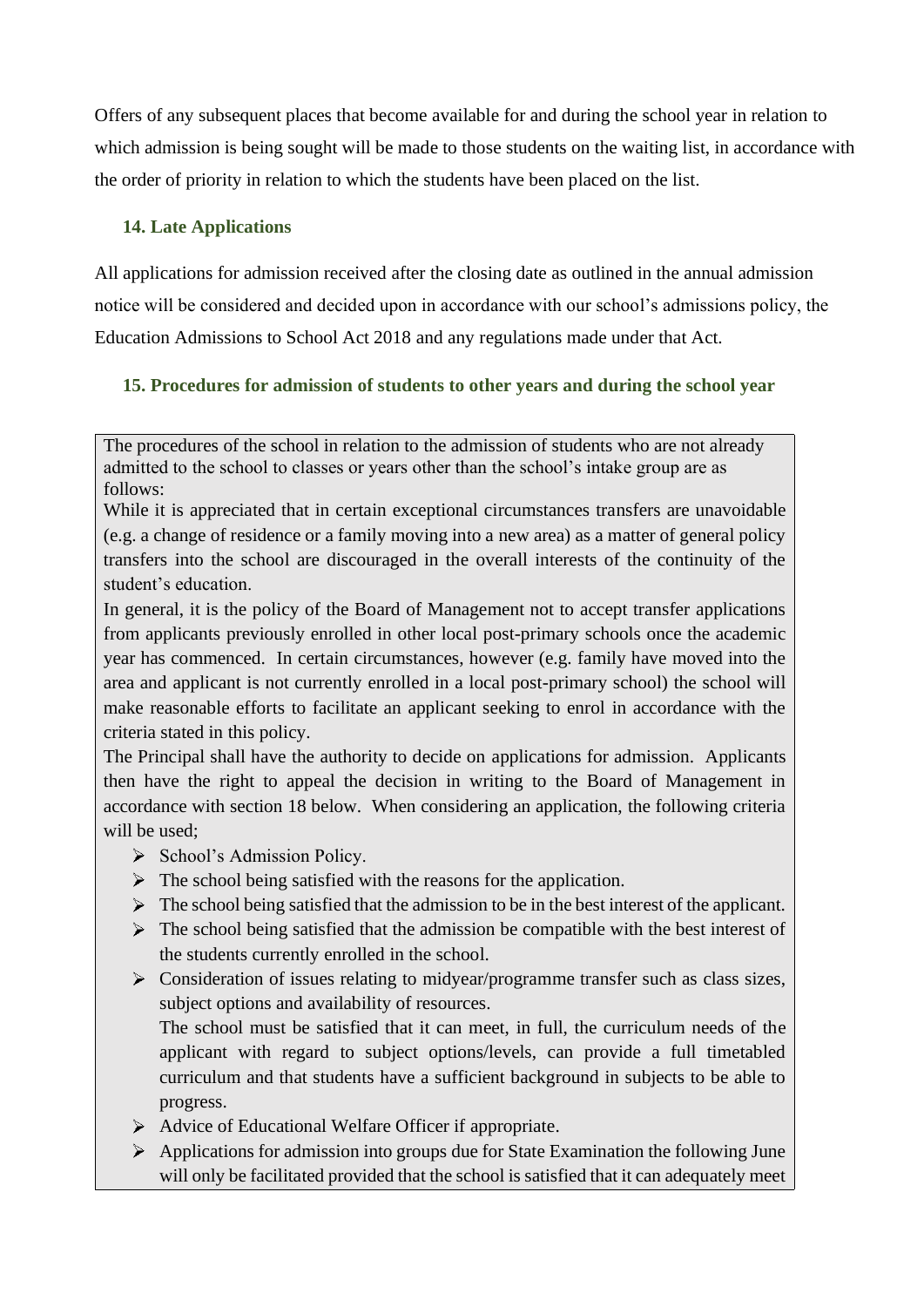Offers of any subsequent places that become available for and during the school year in relation to which admission is being sought will be made to those students on the waiting list, in accordance with the order of priority in relation to which the students have been placed on the list.

### 14. Late Applications

All applications for admission received after the closing date as outlined in the annual admission notice will be considered and decided upon in accordance with our school's admissions policy, the Education Admissions to School Act 2018 and any regulations made under that Act.

### 15. Procedures for admission of students to other years and during the school year

The procedures of the school in relation to the admission of students who are not already admitted to the school to classes or years other than the school's intake group are as follows:

While it is appreciated that in certain exceptional circumstances transfers are unavoidable (e.g. a change of residence or a family moving into a new area) as a matter of general policy transfers into the school are discouraged in the overall interests of the continuity of the student's education.

In general, it is the policy of the Board of Management not to accept transfer applications from applicants previously enrolled in other local post-primary schools once the academic year has commenced. In certain circumstances, however (e.g. family have moved into the area and applicant is not currently enrolled in a local post-primary school) the school will make reasonable efforts to facilitate an applicant seeking to enrol in accordance with the criteria stated in this policy.

The Principal shall have the authority to decide on applications for admission. Applicants then have the right to appeal the decision in writing to the Board of Management in accordance with section 18 below. When considering an application, the following criteria will be used;

- School's Admission Policy.
- The school being satisfied with the reasons for the application.
- The school being satisfied that the admission to be in the best interest of the applicant.
- The school being satisfied that the admission be compatible with the best interest of the students currently enrolled in the school.
- Consideration of issues relating to midyear/programme transfer such as class sizes, subject options and availability of resources.
  
  The school must be satisfied that it can meet, in full, the curriculum needs of the applicant with regard to subject options/levels, can provide a full timetabled curriculum and that students have a sufficient background in subjects to be able to progress.
- Advice of Educational Welfare Officer if appropriate.
- Applications for admission into groups due for State Examination the following June will only be facilitated provided that the school is satisfied that it can adequately meet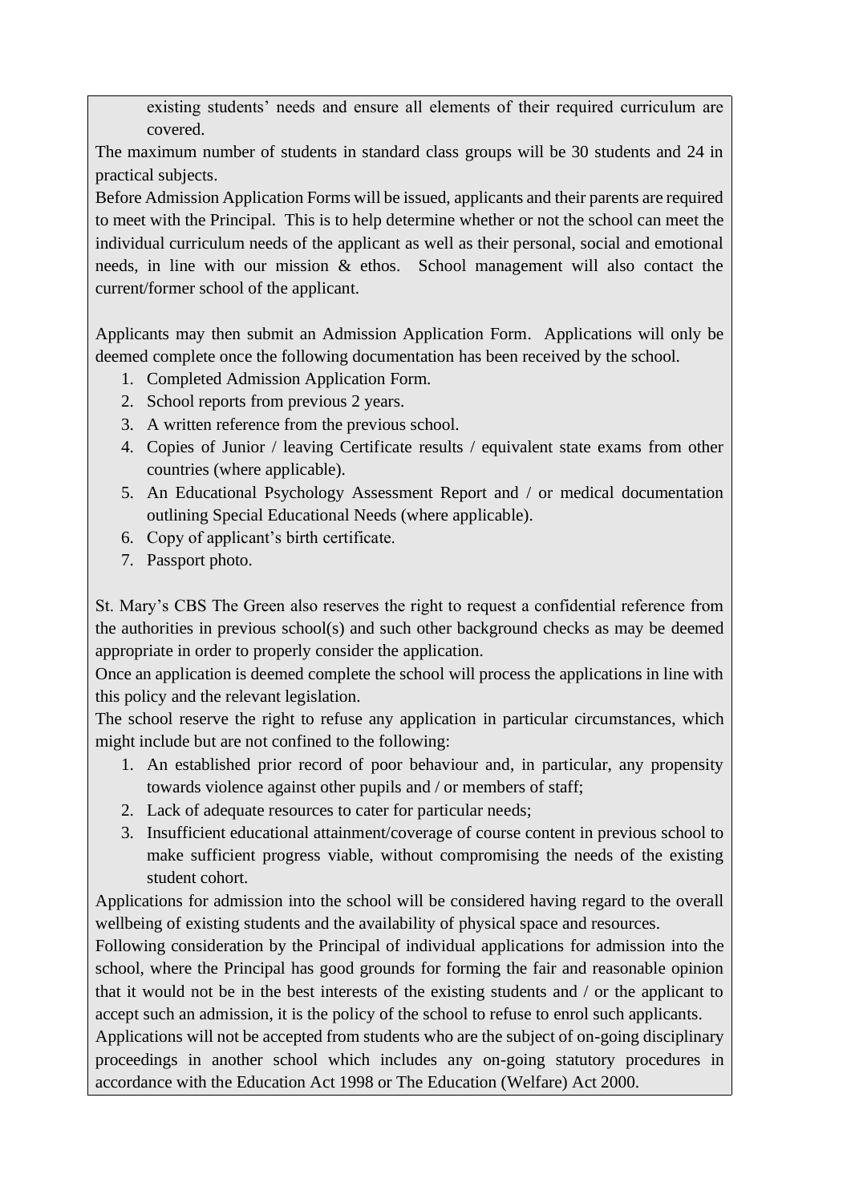existing students' needs and ensure all elements of their required curriculum are covered.

The maximum number of students in standard class groups will be 30 students and 24 in practical subjects.

Before Admission Application Forms will be issued, applicants and their parents are required to meet with the Principal. This is to help determine whether or not the school can meet the individual curriculum needs of the applicant as well as their personal, social and emotional needs, in line with our mission & ethos. School management will also contact the current/former school of the applicant.

Applicants may then submit an Admission Application Form. Applications will only be deemed complete once the following documentation has been received by the school.

1. Completed Admission Application Form.
2. School reports from previous 2 years.
3. A written reference from the previous school.
4. Copies of Junior / leaving Certificate results / equivalent state exams from other countries (where applicable).
5. An Educational Psychology Assessment Report and / or medical documentation outlining Special Educational Needs (where applicable).
6. Copy of applicant's birth certificate.
7. Passport photo.

St. Mary's CBS The Green also reserves the right to request a confidential reference from the authorities in previous school(s) and such other background checks as may be deemed appropriate in order to properly consider the application.

Once an application is deemed complete the school will process the applications in line with this policy and the relevant legislation.

The school reserve the right to refuse any application in particular circumstances, which might include but are not confined to the following:

1. An established prior record of poor behaviour and, in particular, any propensity towards violence against other pupils and / or members of staff;
2. Lack of adequate resources to cater for particular needs;
3. Insufficient educational attainment/coverage of course content in previous school to make sufficient progress viable, without compromising the needs of the existing student cohort.

Applications for admission into the school will be considered having regard to the overall wellbeing of existing students and the availability of physical space and resources.

Following consideration by the Principal of individual applications for admission into the school, where the Principal has good grounds for forming the fair and reasonable opinion that it would not be in the best interests of the existing students and / or the applicant to accept such an admission, it is the policy of the school to refuse to enrol such applicants.

Applications will not be accepted from students who are the subject of on-going disciplinary proceedings in another school which includes any on-going statutory procedures in accordance with the Education Act 1998 or The Education (Welfare) Act 2000.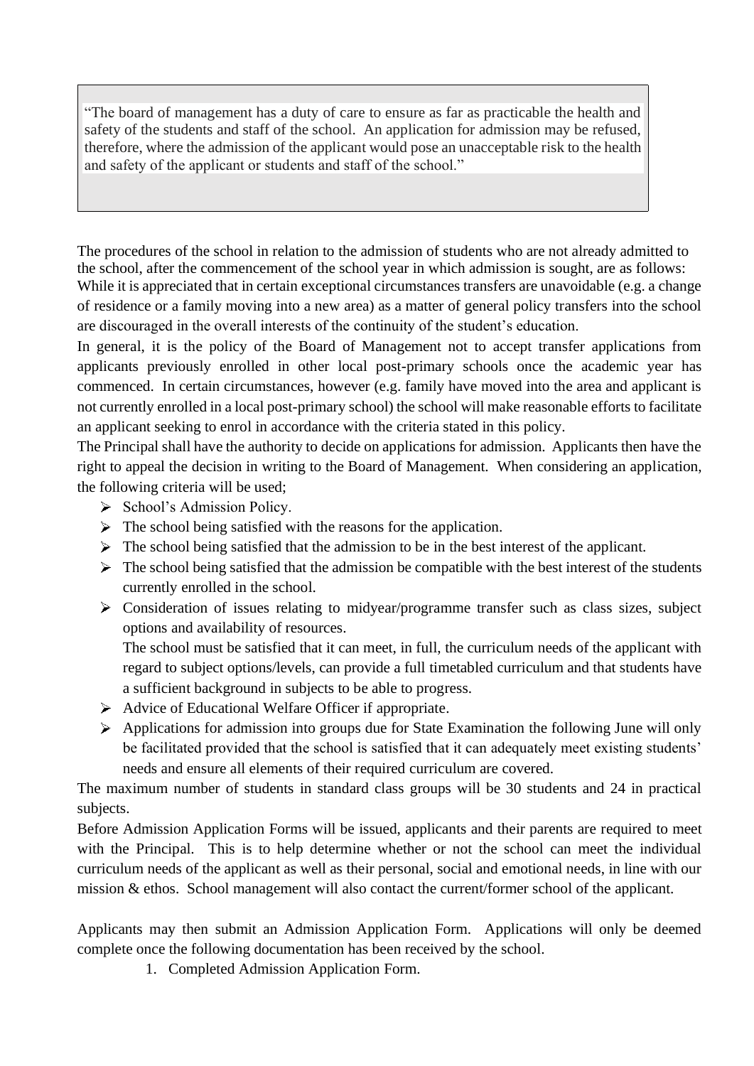> "The board of management has a duty of care to ensure as far as practicable the health and safety of the students and staff of the school. An application for admission may be refused, therefore, where the admission of the applicant would pose an unacceptable risk to the health and safety of the applicant or students and staff of the school."

The procedures of the school in relation to the admission of students who are not already admitted to the school, after the commencement of the school year in which admission is sought, are as follows:
While it is appreciated that in certain exceptional circumstances transfers are unavoidable (e.g. a change of residence or a family moving into a new area) as a matter of general policy transfers into the school are discouraged in the overall interests of the continuity of the student's education.

In general, it is the policy of the Board of Management not to accept transfer applications from applicants previously enrolled in other local post-primary schools once the academic year has commenced. In certain circumstances, however (e.g. family have moved into the area and applicant is not currently enrolled in a local post-primary school) the school will make reasonable efforts to facilitate an applicant seeking to enrol in accordance with the criteria stated in this policy.

The Principal shall have the authority to decide on applications for admission. Applicants then have the right to appeal the decision in writing to the Board of Management. When considering an application, the following criteria will be used;

- School's Admission Policy.
- The school being satisfied with the reasons for the application.
- The school being satisfied that the admission to be in the best interest of the applicant.
- The school being satisfied that the admission be compatible with the best interest of the students currently enrolled in the school.
- Consideration of issues relating to midyear/programme transfer such as class sizes, subject options and availability of resources.
  The school must be satisfied that it can meet, in full, the curriculum needs of the applicant with regard to subject options/levels, can provide a full timetabled curriculum and that students have a sufficient background in subjects to be able to progress.
- Advice of Educational Welfare Officer if appropriate.
- Applications for admission into groups due for State Examination the following June will only be facilitated provided that the school is satisfied that it can adequately meet existing students' needs and ensure all elements of their required curriculum are covered.

The maximum number of students in standard class groups will be 30 students and 24 in practical subjects.

Before Admission Application Forms will be issued, applicants and their parents are required to meet with the Principal. This is to help determine whether or not the school can meet the individual curriculum needs of the applicant as well as their personal, social and emotional needs, in line with our mission & ethos. School management will also contact the current/former school of the applicant.

Applicants may then submit an Admission Application Form. Applications will only be deemed complete once the following documentation has been received by the school.

1. Completed Admission Application Form.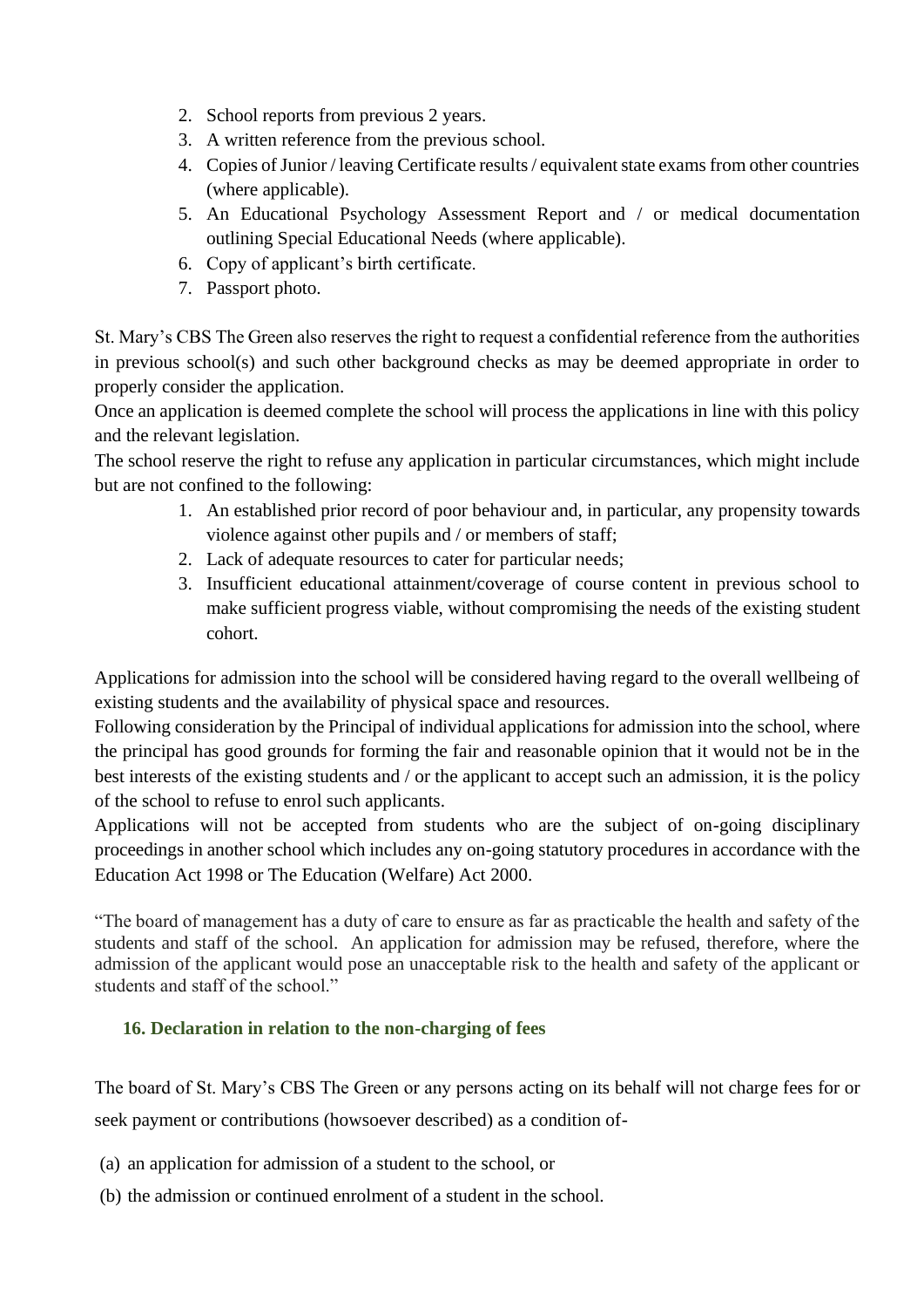2. School reports from previous 2 years.
3. A written reference from the previous school.
4. Copies of Junior / leaving Certificate results / equivalent state exams from other countries (where applicable).
5. An Educational Psychology Assessment Report and / or medical documentation outlining Special Educational Needs (where applicable).
6. Copy of applicant's birth certificate.
7. Passport photo.

St. Mary's CBS The Green also reserves the right to request a confidential reference from the authorities in previous school(s) and such other background checks as may be deemed appropriate in order to properly consider the application.

Once an application is deemed complete the school will process the applications in line with this policy and the relevant legislation.

The school reserve the right to refuse any application in particular circumstances, which might include but are not confined to the following:

1. An established prior record of poor behaviour and, in particular, any propensity towards violence against other pupils and / or members of staff;
2. Lack of adequate resources to cater for particular needs;
3. Insufficient educational attainment/coverage of course content in previous school to make sufficient progress viable, without compromising the needs of the existing student cohort.

Applications for admission into the school will be considered having regard to the overall wellbeing of existing students and the availability of physical space and resources.

Following consideration by the Principal of individual applications for admission into the school, where the principal has good grounds for forming the fair and reasonable opinion that it would not be in the best interests of the existing students and / or the applicant to accept such an admission, it is the policy of the school to refuse to enrol such applicants.

Applications will not be accepted from students who are the subject of on-going disciplinary proceedings in another school which includes any on-going statutory procedures in accordance with the Education Act 1998 or The Education (Welfare) Act 2000.

"The board of management has a duty of care to ensure as far as practicable the health and safety of the students and staff of the school. An application for admission may be refused, therefore, where the admission of the applicant would pose an unacceptable risk to the health and safety of the applicant or students and staff of the school."

## 16. Declaration in relation to the non-charging of fees

The board of St. Mary's CBS The Green or any persons acting on its behalf will not charge fees for or seek payment or contributions (howsoever described) as a condition of-

(a) an application for admission of a student to the school, or

(b) the admission or continued enrolment of a student in the school.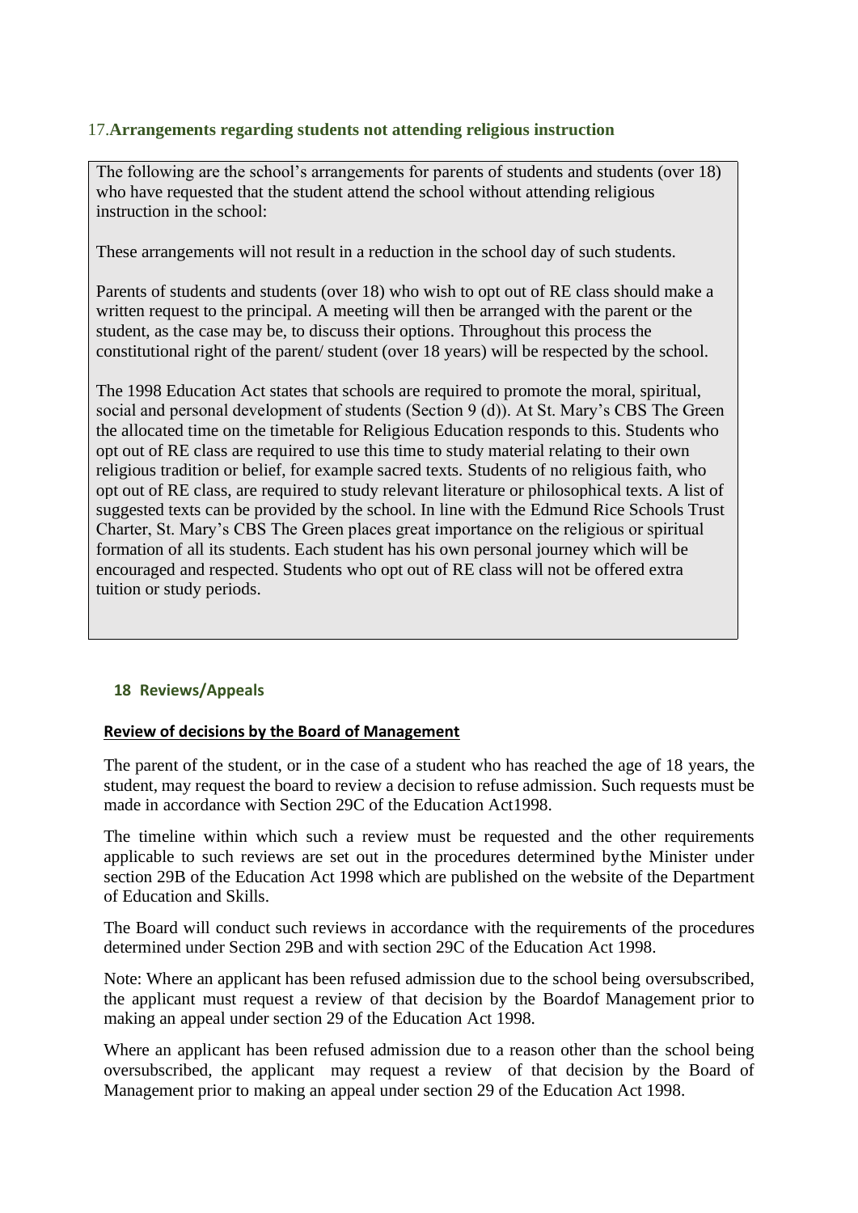## 17. Arrangements regarding students not attending religious instruction

The following are the school's arrangements for parents of students and students (over 18) who have requested that the student attend the school without attending religious instruction in the school:

These arrangements will not result in a reduction in the school day of such students.

Parents of students and students (over 18) who wish to opt out of RE class should make a written request to the principal. A meeting will then be arranged with the parent or the student, as the case may be, to discuss their options. Throughout this process the constitutional right of the parent/ student (over 18 years) will be respected by the school.

The 1998 Education Act states that schools are required to promote the moral, spiritual, social and personal development of students (Section 9 (d)). At St. Mary's CBS The Green the allocated time on the timetable for Religious Education responds to this. Students who opt out of RE class are required to use this time to study material relating to their own religious tradition or belief, for example sacred texts. Students of no religious faith, who opt out of RE class, are required to study relevant literature or philosophical texts. A list of suggested texts can be provided by the school. In line with the Edmund Rice Schools Trust Charter, St. Mary's CBS The Green places great importance on the religious or spiritual formation of all its students. Each student has his own personal journey which will be encouraged and respected. Students who opt out of RE class will not be offered extra tuition or study periods.

## 18 Reviews/Appeals

### Review of decisions by the Board of Management

The parent of the student, or in the case of a student who has reached the age of 18 years, the student, may request the board to review a decision to refuse admission. Such requests must be made in accordance with Section 29C of the Education Act1998.

The timeline within which such a review must be requested and the other requirements applicable to such reviews are set out in the procedures determined bythe Minister under section 29B of the Education Act 1998 which are published on the website of the Department of Education and Skills.

The Board will conduct such reviews in accordance with the requirements of the procedures determined under Section 29B and with section 29C of the Education Act 1998.

Note: Where an applicant has been refused admission due to the school being oversubscribed, the applicant must request a review of that decision by the Boardof Management prior to making an appeal under section 29 of the Education Act 1998.

Where an applicant has been refused admission due to a reason other than the school being oversubscribed, the applicant may request a review of that decision by the Board of Management prior to making an appeal under section 29 of the Education Act 1998.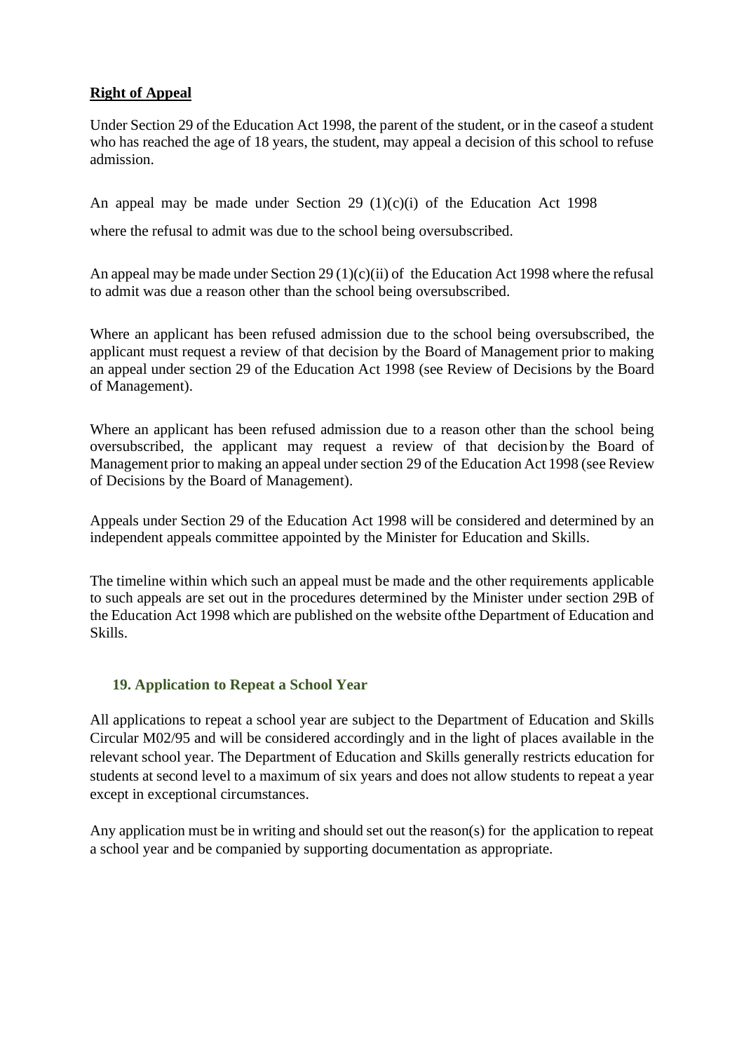**Right of Appeal**

Under Section 29 of the Education Act 1998, the parent of the student, or in the caseof a student who has reached the age of 18 years, the student, may appeal a decision of this school to refuse admission.

An appeal may be made under Section 29 (1)(c)(i) of the Education Act 1998

where the refusal to admit was due to the school being oversubscribed.

An appeal may be made under Section 29 (1)(c)(ii) of the Education Act 1998 where the refusal to admit was due a reason other than the school being oversubscribed.

Where an applicant has been refused admission due to the school being oversubscribed, the applicant must request a review of that decision by the Board of Management prior to making an appeal under section 29 of the Education Act 1998 (see Review of Decisions by the Board of Management).

Where an applicant has been refused admission due to a reason other than the school being oversubscribed, the applicant may request a review of that decision by the Board of Management prior to making an appeal under section 29 of the Education Act 1998 (see Review of Decisions by the Board of Management).

Appeals under Section 29 of the Education Act 1998 will be considered and determined by an independent appeals committee appointed by the Minister for Education and Skills.

The timeline within which such an appeal must be made and the other requirements applicable to such appeals are set out in the procedures determined by the Minister under section 29B of the Education Act 1998 which are published on the website ofthe Department of Education and Skills.

## 19. Application to Repeat a School Year

All applications to repeat a school year are subject to the Department of Education and Skills Circular M02/95 and will be considered accordingly and in the light of places available in the relevant school year. The Department of Education and Skills generally restricts education for students at second level to a maximum of six years and does not allow students to repeat a year except in exceptional circumstances.

Any application must be in writing and should set out the reason(s) for the application to repeat a school year and be companied by supporting documentation as appropriate.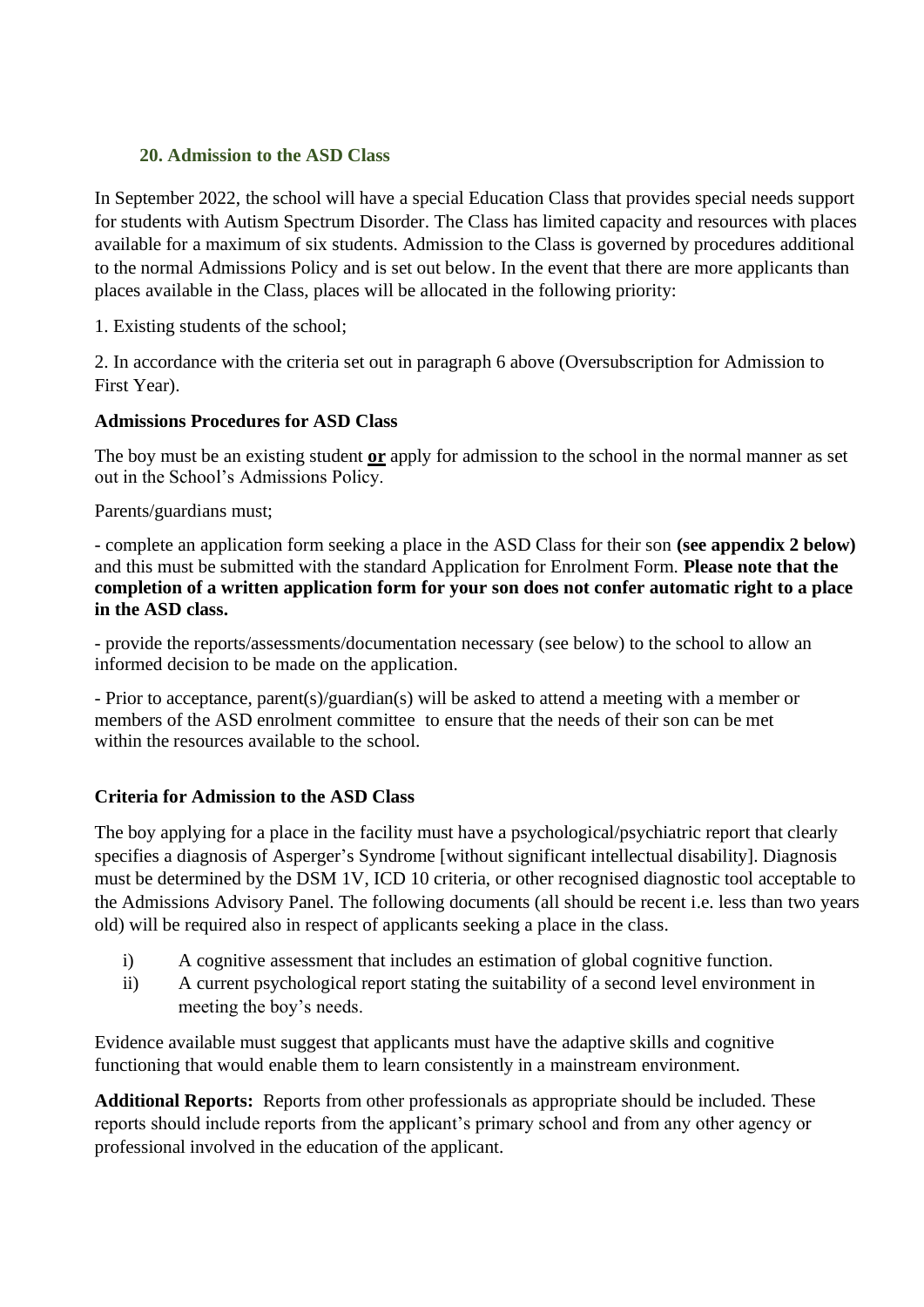### 20. Admission to the ASD Class

In September 2022, the school will have a special Education Class that provides special needs support for students with Autism Spectrum Disorder. The Class has limited capacity and resources with places available for a maximum of six students. Admission to the Class is governed by procedures additional to the normal Admissions Policy and is set out below. In the event that there are more applicants than places available in the Class, places will be allocated in the following priority:

1. Existing students of the school;

2. In accordance with the criteria set out in paragraph 6 above (Oversubscription for Admission to First Year).

**Admissions Procedures for ASD Class**

The boy must be an existing student **<u>or</u>** apply for admission to the school in the normal manner as set out in the School's Admissions Policy.

Parents/guardians must;

- complete an application form seeking a place in the ASD Class for their son **(see appendix 2 below)** and this must be submitted with the standard Application for Enrolment Form. **Please note that the completion of a written application form for your son does not confer automatic right to a place in the ASD class.**

- provide the reports/assessments/documentation necessary (see below) to the school to allow an informed decision to be made on the application.

- Prior to acceptance, parent(s)/guardian(s) will be asked to attend a meeting with a member or members of the ASD enrolment committee to ensure that the needs of their son can be met within the resources available to the school.

**Criteria for Admission to the ASD Class**

The boy applying for a place in the facility must have a psychological/psychiatric report that clearly specifies a diagnosis of Asperger's Syndrome [without significant intellectual disability]. Diagnosis must be determined by the DSM 1V, ICD 10 criteria, or other recognised diagnostic tool acceptable to the Admissions Advisory Panel. The following documents (all should be recent i.e. less than two years old) will be required also in respect of applicants seeking a place in the class.

i) A cognitive assessment that includes an estimation of global cognitive function.
ii) A current psychological report stating the suitability of a second level environment in meeting the boy's needs.

Evidence available must suggest that applicants must have the adaptive skills and cognitive functioning that would enable them to learn consistently in a mainstream environment.

**Additional Reports:** Reports from other professionals as appropriate should be included. These reports should include reports from the applicant's primary school and from any other agency or professional involved in the education of the applicant.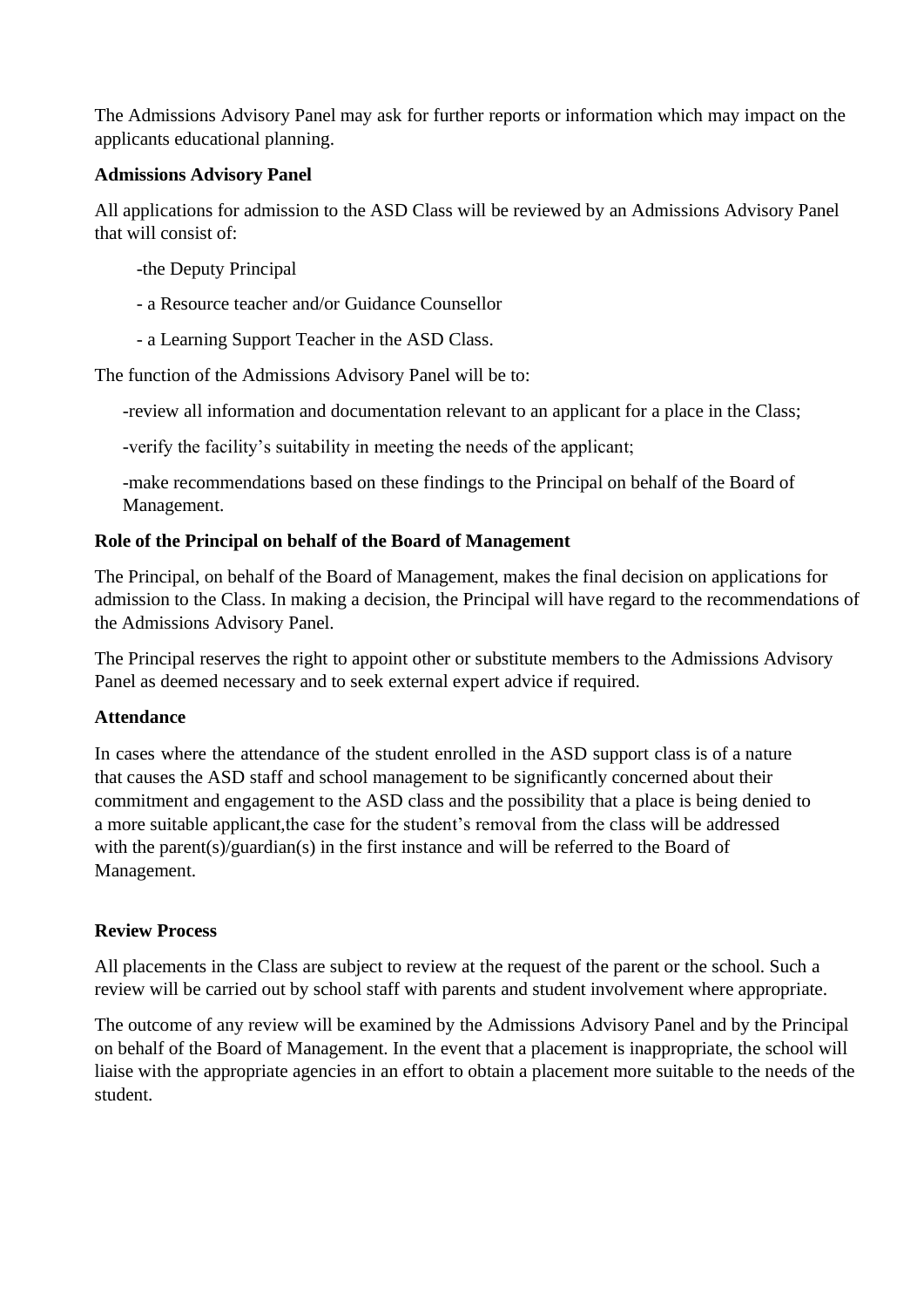The Admissions Advisory Panel may ask for further reports or information which may impact on the applicants educational planning.

**Admissions Advisory Panel**

All applications for admission to the ASD Class will be reviewed by an Admissions Advisory Panel that will consist of:

-the Deputy Principal

- a Resource teacher and/or Guidance Counsellor

- a Learning Support Teacher in the ASD Class.

The function of the Admissions Advisory Panel will be to:

-review all information and documentation relevant to an applicant for a place in the Class;

-verify the facility's suitability in meeting the needs of the applicant;

-make recommendations based on these findings to the Principal on behalf of the Board of Management.

**Role of the Principal on behalf of the Board of Management**

The Principal, on behalf of the Board of Management, makes the final decision on applications for admission to the Class. In making a decision, the Principal will have regard to the recommendations of the Admissions Advisory Panel.

The Principal reserves the right to appoint other or substitute members to the Admissions Advisory Panel as deemed necessary and to seek external expert advice if required.

**Attendance**

In cases where the attendance of the student enrolled in the ASD support class is of a nature that causes the ASD staff and school management to be significantly concerned about their commitment and engagement to the ASD class and the possibility that a place is being denied to a more suitable applicant,the case for the student's removal from the class will be addressed with the parent(s)/guardian(s) in the first instance and will be referred to the Board of Management.

**Review Process**

All placements in the Class are subject to review at the request of the parent or the school. Such a review will be carried out by school staff with parents and student involvement where appropriate.

The outcome of any review will be examined by the Admissions Advisory Panel and by the Principal on behalf of the Board of Management. In the event that a placement is inappropriate, the school will liaise with the appropriate agencies in an effort to obtain a placement more suitable to the needs of the student.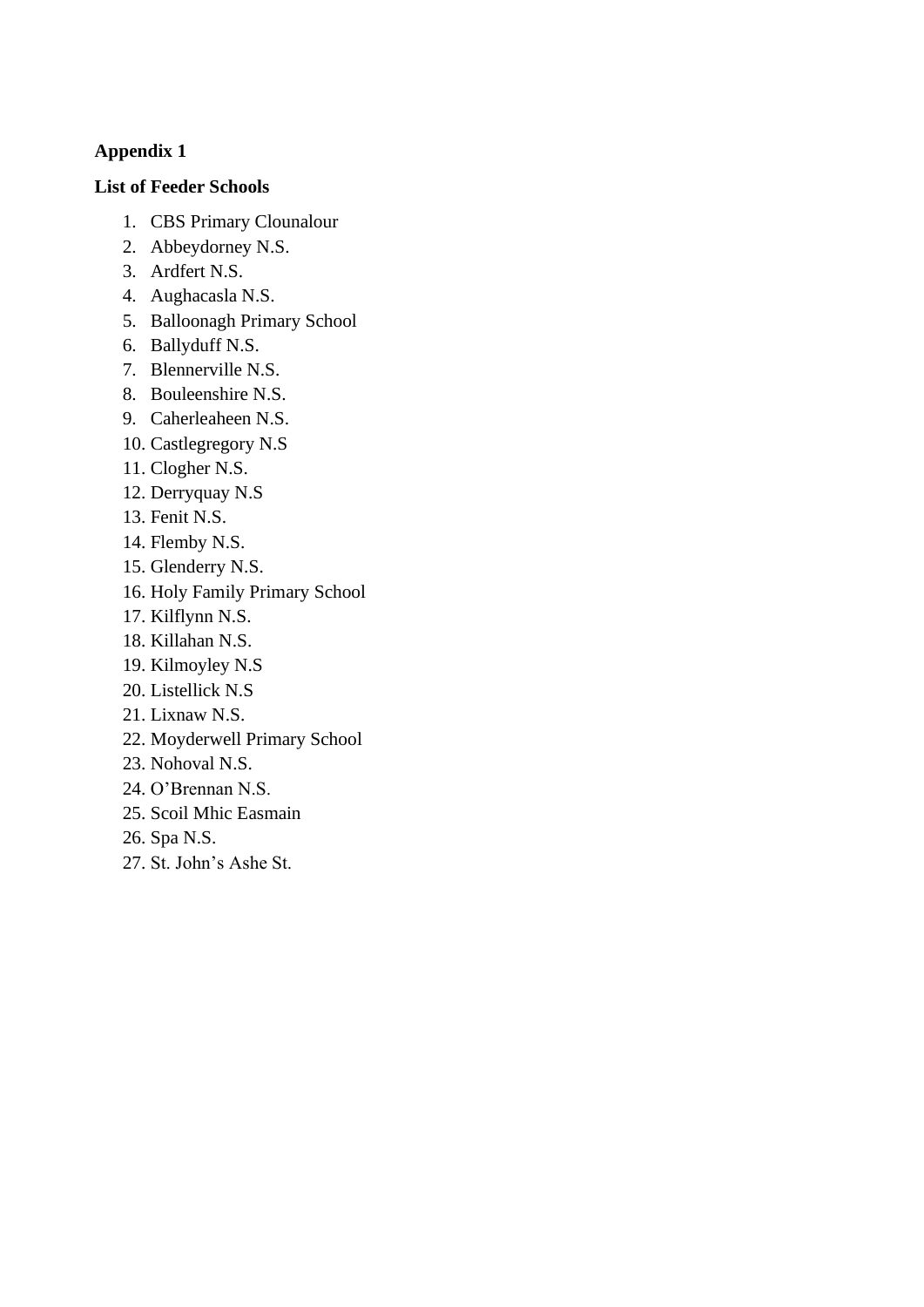**Appendix 1**

**List of Feeder Schools**

1. CBS Primary Clounalour
2. Abbeydorney N.S.
3. Ardfert N.S.
4. Aughacasla N.S.
5. Balloonagh Primary School
6. Ballyduff N.S.
7. Blennerville N.S.
8. Bouleenshire N.S.
9. Caherleaheen N.S.
10. Castlegregory N.S
11. Clogher N.S.
12. Derryquay N.S
13. Fenit N.S.
14. Flemby N.S.
15. Glenderry N.S.
16. Holy Family Primary School
17. Kilflynn N.S.
18. Killahan N.S.
19. Kilmoyley N.S
20. Listellick N.S
21. Lixnaw N.S.
22. Moyderwell Primary School
23. Nohoval N.S.
24. O'Brennan N.S.
25. Scoil Mhic Easmain
26. Spa N.S.
27. St. John's Ashe St.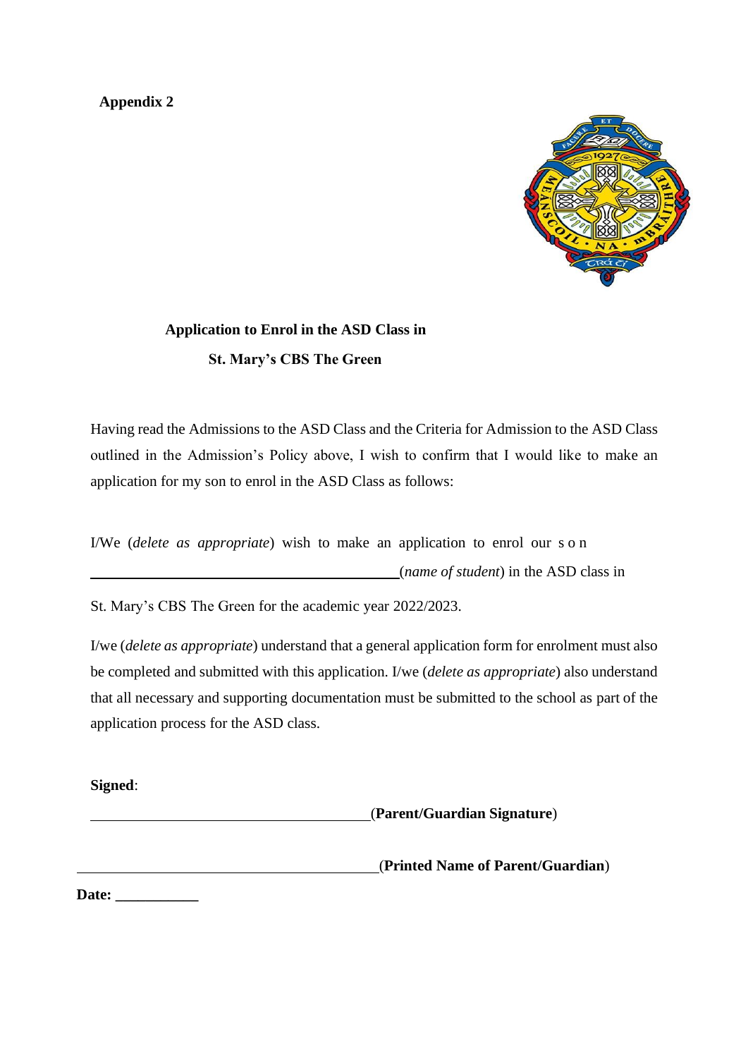**Appendix 2**

**Application to Enrol in the ASD Class in**

**St. Mary's CBS The Green**

Having read the Admissions to the ASD Class and the Criteria for Admission to the ASD Class outlined in the Admission's Policy above, I wish to confirm that I would like to make an application for my son to enrol in the ASD Class as follows:

I/We (*delete as appropriate*) wish to make an application to enrol our son \_\_\_\_\_\_\_\_\_\_\_\_\_\_\_\_\_\_\_\_\_\_\_\_\_\_\_\_\_\_\_\_\_\_\_\_\_\_\_\_(*name of student*) in the ASD class in St. Mary's CBS The Green for the academic year 2022/2023.

I/we (*delete as appropriate*) understand that a general application form for enrolment must also be completed and submitted with this application. I/we (*delete as appropriate*) also understand that all necessary and supporting documentation must be submitted to the school as part of the application process for the ASD class.

**Signed**:

\_\_\_\_\_\_\_\_\_\_\_\_\_\_\_\_\_\_\_\_\_\_\_\_\_\_\_\_\_\_\_\_\_\_\_\_(**Parent/Guardian Signature**)

\_\_\_\_\_\_\_\_\_\_\_\_\_\_\_\_\_\_\_\_\_\_\_\_\_\_\_\_\_\_\_\_\_\_\_\_\_\_(**Printed Name of Parent/Guardian**)

**Date: \_\_\_\_\_\_\_\_\_\_\_**